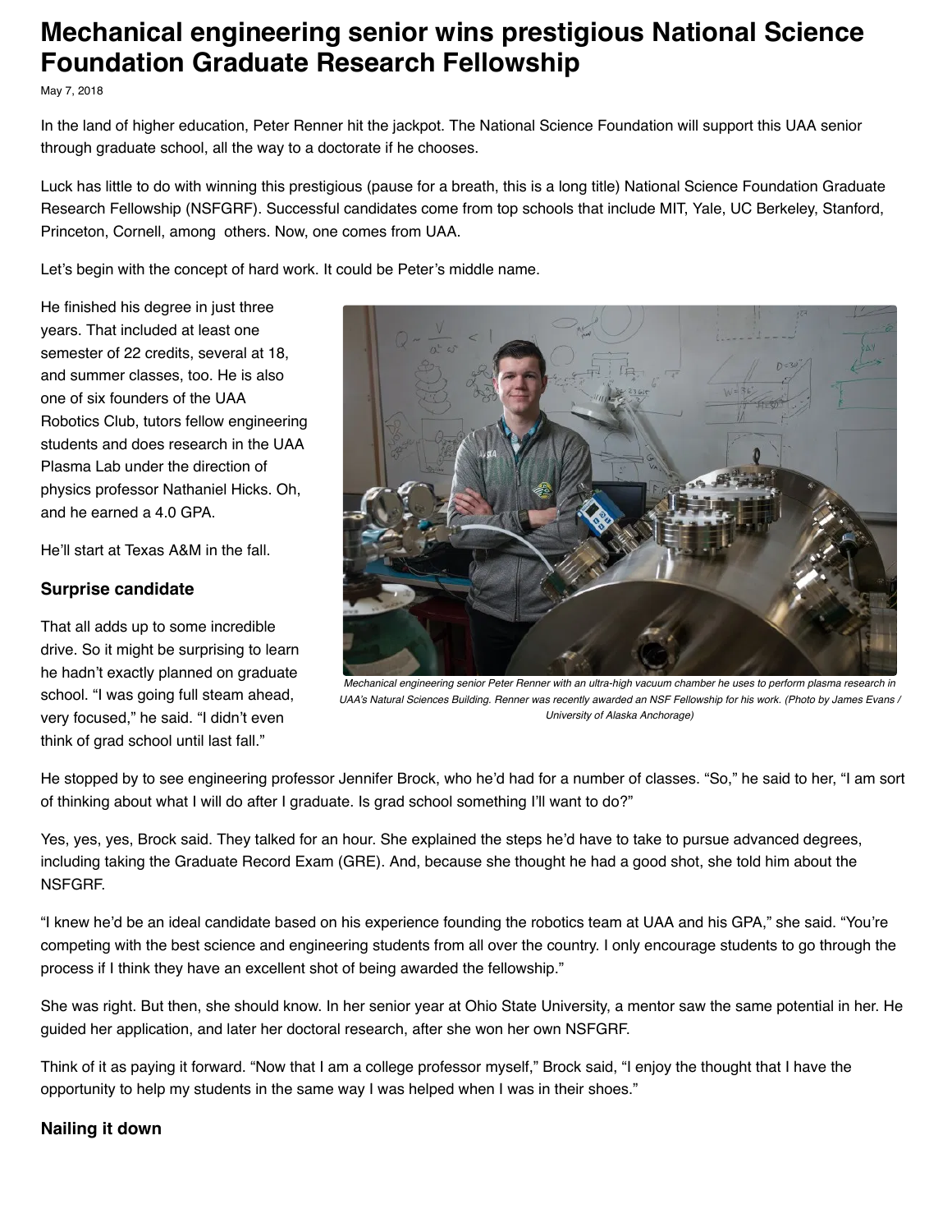# Mechanical engineering senior wins prestigious National Science Foundation Graduate Research Fellowship

May 7, 2018

In the land of higher education, Peter Renner hit the jackpot. The National Science Foundation will support this UAA senior through graduate school, all the way to a doctorate if he chooses.

Luck has little to do with winning this prestigious (pause for a breath, this is a long title) National Science Foundation Graduate Research Fellowship (NSFGRF). Successful candidates come from top schools that include MIT, Yale, UC Berkeley, Stanford, Princeton, Cornell, among others. Now, one comes from UAA.

Let's begin with the concept of hard work. It could be Peter's middle name.

He finished his degree in just three years. That included at least one semester of 22 credits, several at 18, and summer classes, too. He is also one of six founders of the UAA Robotics Club, tutors fellow engineering students and does research in the UAA Plasma Lab under the direction of physics professor Nathaniel Hicks. Oh, and he earned a 4.0 GPA.

He'll start at Texas A&M in the fall.

*Mechanical engineering senior Peter Renner with an ultra-high vacuum chamber he uses to perform plasma research in UAA's Natural Sciences Building. Renner was recently awarded an NSF Fellowship for his work. (Photo by James Evans / University of Alaska Anchorage)*

### Surprise candidate

That all adds up to some incredible drive. So it might be surprising to learn he hadn't exactly planned on graduate school. "I was going full steam ahead, very focused," he said. "I didn't even think of grad school until last fall."

He stopped by to see engineering professor Jennifer Brock, who he'd had for a number of classes. "So," he said to her, "I am sort of thinking about what I will do after I graduate. Is grad school something I'll want to do?"

Yes, yes, yes, Brock said. They talked for an hour. She explained the steps he'd have to take to pursue advanced degrees, including taking the Graduate Record Exam (GRE). And, because she thought he had a good shot, she told him about the NSFGRF.

"I knew he'd be an ideal candidate based on his experience founding the robotics team at UAA and his GPA," she said. "You're competing with the best science and engineering students from all over the country. I only encourage students to go through the process if I think they have an excellent shot of being awarded the fellowship."

She was right. But then, she should know. In her senior year at Ohio State University, a mentor saw the same potential in her. He guided her application, and later her doctoral research, after she won her own NSFGRF.

Think of it as paying it forward. "Now that I am a college professor myself," Brock said, "I enjoy the thought that I have the opportunity to help my students in the same way I was helped when I was in their shoes."

### Nailing it down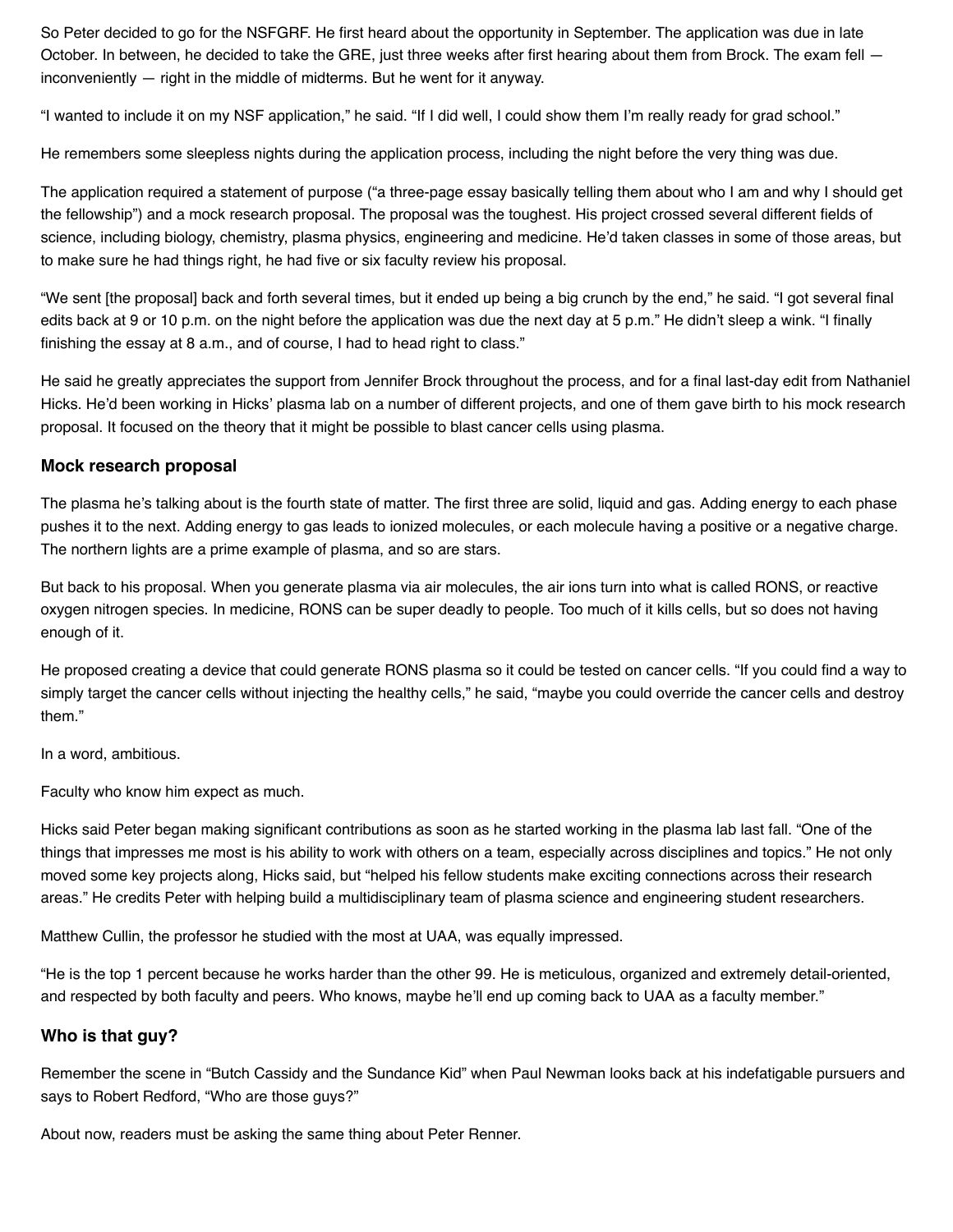So Peter decided to go for the NSFGRF. He first heard about the opportunity in September. The application was due in late October. In between, he decided to take the GRE, just three weeks after first hearing about them from Brock. The exam fell — inconveniently — right in the middle of midterms. But he went for it anyway.

"I wanted to include it on my NSF application," he said. "If I did well, I could show them I'm really ready for grad school."

He remembers some sleepless nights during the application process, including the night before the very thing was due.

The application required a statement of purpose ("a three-page essay basically telling them about who I am and why I should get the fellowship") and a mock research proposal. The proposal was the toughest. His project crossed several different fields of science, including biology, chemistry, plasma physics, engineering and medicine. He'd taken classes in some of those areas, but to make sure he had things right, he had five or six faculty review his proposal.

"We sent [the proposal] back and forth several times, but it ended up being a big crunch by the end," he said. "I got several final edits back at 9 or 10 p.m. on the night before the application was due the next day at 5 p.m." He didn't sleep a wink. "I finally finishing the essay at 8 a.m., and of course, I had to head right to class."

He said he greatly appreciates the support from Jennifer Brock throughout the process, and for a final last-day edit from Nathaniel Hicks. He'd been working in Hicks' plasma lab on a number of different projects, and one of them gave birth to his mock research proposal. It focused on the theory that it might be possible to blast cancer cells using plasma.

### Mock research proposal

The plasma he's talking about is the fourth state of matter. The first three are solid, liquid and gas. Adding energy to each phase pushes it to the next. Adding energy to gas leads to ionized molecules, or each molecule having a positive or a negative charge. The northern lights are a prime example of plasma, and so are stars.

But back to his proposal. When you generate plasma via air molecules, the air ions turn into what is called RONS, or reactive oxygen nitrogen species. In medicine, RONS can be super deadly to people. Too much of it kills cells, but so does not having enough of it.

He proposed creating a device that could generate RONS plasma so it could be tested on cancer cells. "If you could find a way to simply target the cancer cells without injecting the healthy cells," he said, "maybe you could override the cancer cells and destroy them."

In a word, ambitious.

Faculty who know him expect as much.

Hicks said Peter began making significant contributions as soon as he started working in the plasma lab last fall. "One of the things that impresses me most is his ability to work with others on a team, especially across disciplines and topics." He not only moved some key projects along, Hicks said, but "helped his fellow students make exciting connections across their research areas." He credits Peter with helping build a multidisciplinary team of plasma science and engineering student researchers.

Matthew Cullin, the professor he studied with the most at UAA, was equally impressed.

"He is the top 1 percent because he works harder than the other 99. He is meticulous, organized and extremely detail-oriented, and respected by both faculty and peers. Who knows, maybe he'll end up coming back to UAA as a faculty member."

### Who is that guy?

Remember the scene in "Butch Cassidy and the Sundance Kid" when Paul Newman looks back at his indefatigable pursuers and says to Robert Redford, "Who are those guys?"

About now, readers must be asking the same thing about Peter Renner.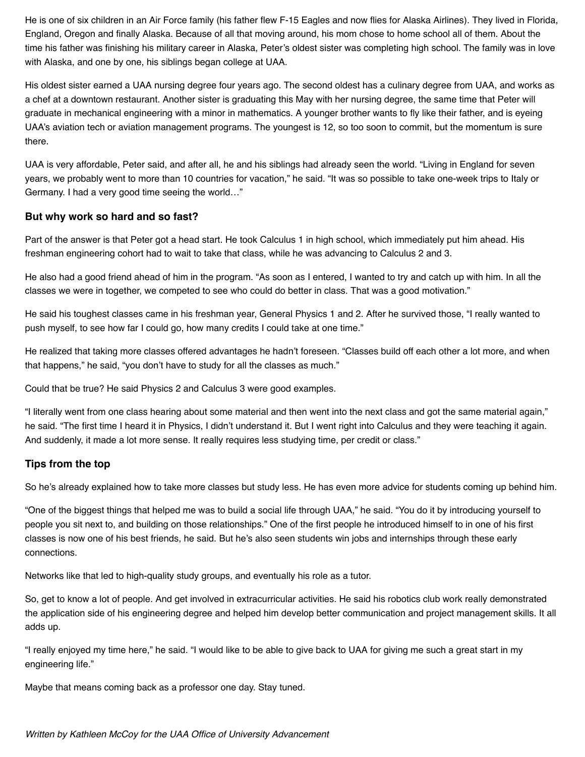He is one of six children in an Air Force family (his father flew F-15 Eagles and now flies for Alaska Airlines). They lived in Florida, England, Oregon and finally Alaska. Because of all that moving around, his mom chose to home school all of them. About the time his father was finishing his military career in Alaska, Peter's oldest sister was completing high school. The family was in love with Alaska, and one by one, his siblings began college at UAA.

His oldest sister earned a UAA nursing degree four years ago. The second oldest has a culinary degree from UAA, and works as a chef at a downtown restaurant. Another sister is graduating this May with her nursing degree, the same time that Peter will graduate in mechanical engineering with a minor in mathematics. A younger brother wants to fly like their father, and is eyeing UAA's aviation tech or aviation management programs. The youngest is 12, so too soon to commit, but the momentum is sure there.

UAA is very affordable, Peter said, and after all, he and his siblings had already seen the world. "Living in England for seven years, we probably went to more than 10 countries for vacation," he said. "It was so possible to take one-week trips to Italy or Germany. I had a very good time seeing the world…"

### But why work so hard and so fast?

Part of the answer is that Peter got a head start. He took Calculus 1 in high school, which immediately put him ahead. His freshman engineering cohort had to wait to take that class, while he was advancing to Calculus 2 and 3.

He also had a good friend ahead of him in the program. "As soon as I entered, I wanted to try and catch up with him. In all the classes we were in together, we competed to see who could do better in class. That was a good motivation."

He said his toughest classes came in his freshman year, General Physics 1 and 2. After he survived those, "I really wanted to push myself, to see how far I could go, how many credits I could take at one time."

He realized that taking more classes offered advantages he hadn't foreseen. "Classes build off each other a lot more, and when that happens," he said, "you don't have to study for all the classes as much."

Could that be true? He said Physics 2 and Calculus 3 were good examples.

"I literally went from one class hearing about some material and then went into the next class and got the same material again," he said. "The first time I heard it in Physics, I didn't understand it. But I went right into Calculus and they were teaching it again. And suddenly, it made a lot more sense. It really requires less studying time, per credit or class."

### Tips from the top

So he's already explained how to take more classes but study less. He has even more advice for students coming up behind him.

"One of the biggest things that helped me was to build a social life through UAA," he said. "You do it by introducing yourself to people you sit next to, and building on those relationships." One of the first people he introduced himself to in one of his first classes is now one of his best friends, he said. But he's also seen students win jobs and internships through these early connections.

Networks like that led to high-quality study groups, and eventually his role as a tutor.

So, get to know a lot of people. And get involved in extracurricular activities. He said his robotics club work really demonstrated the application side of his engineering degree and helped him develop better communication and project management skills. It all adds up.

"I really enjoyed my time here," he said. "I would like to be able to give back to UAA for giving me such a great start in my engineering life."

Maybe that means coming back as a professor one day. Stay tuned.

*Written by Kathleen McCoy for the UAA Office of University Advancement*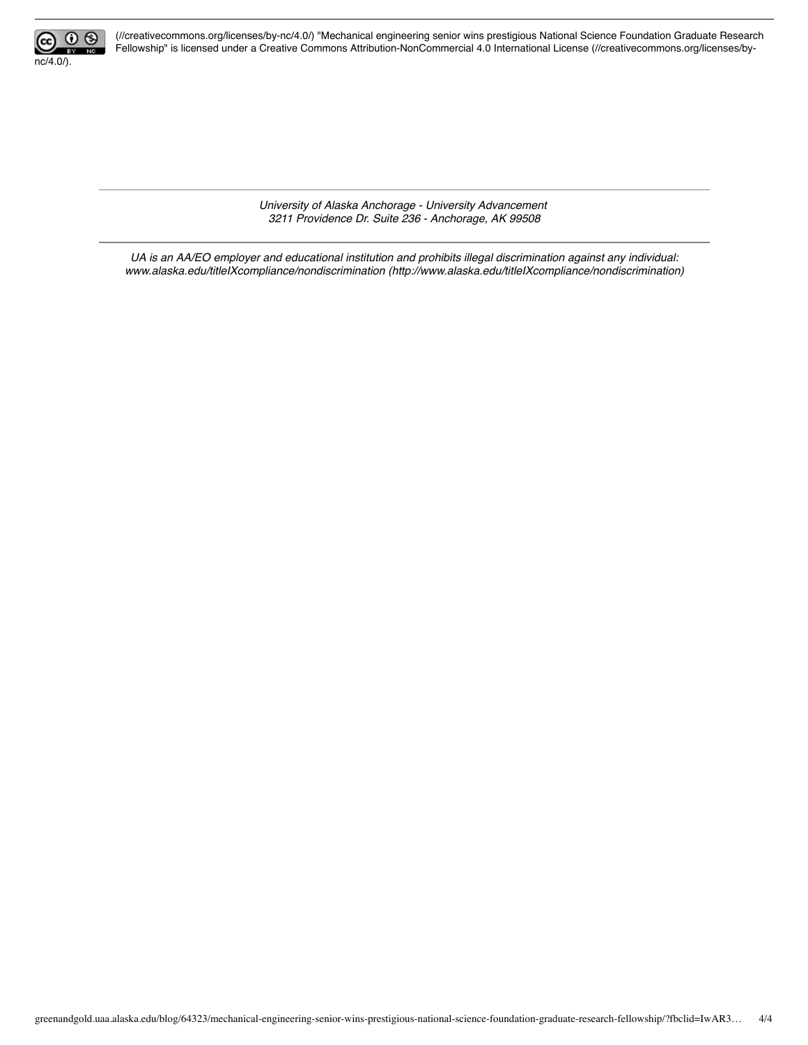(//creativecommons.org/licenses/by-nc/4.0/) "Mechanical engineering senior wins prestigious National Science Foundation Graduate Research Fellowship" is licensed under a Creative Commons Attribution-NonCommercial 4.0 International License (//creativecommons.org/licenses/by-nc/4.0/).

---

*University of Alaska Anchorage - University Advancement*
*3211 Providence Dr. Suite 236 - Anchorage, AK 99508*

---

*UA is an AA/EO employer and educational institution and prohibits illegal discrimination against any individual: www.alaska.edu/titleIXcompliance/nondiscrimination (http://www.alaska.edu/titleIXcompliance/nondiscrimination)*